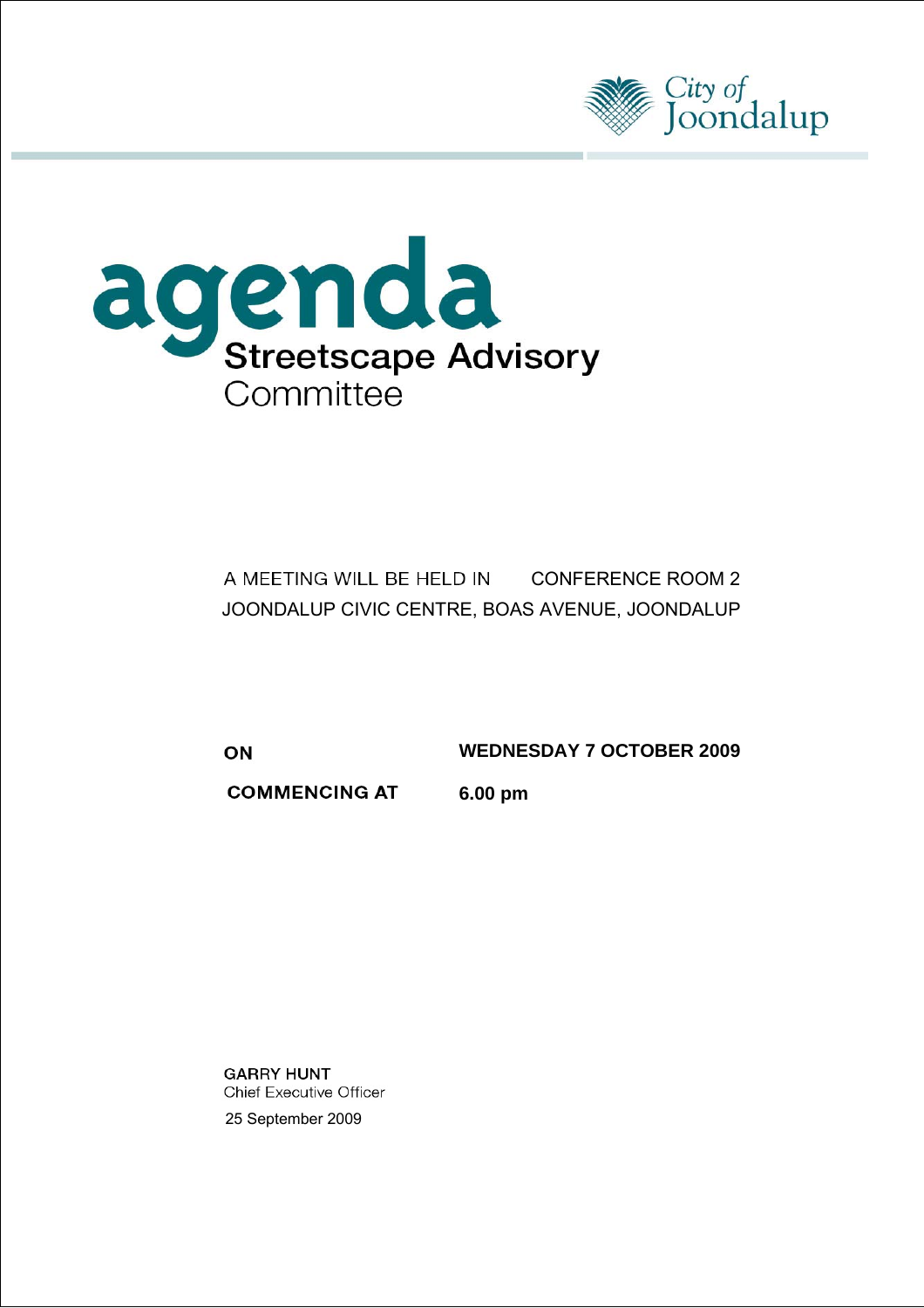City of Joondalup

# agenda

## Streetscape Advisory Committee

A MEETING WILL BE HELD IN CONFERENCE ROOM 2
JOONDALUP CIVIC CENTRE, BOAS AVENUE, JOONDALUP

**ON** **WEDNESDAY 7 OCTOBER 2009**

**COMMENCING AT** **6.00 pm**

**GARRY HUNT**
Chief Executive Officer
25 September 2009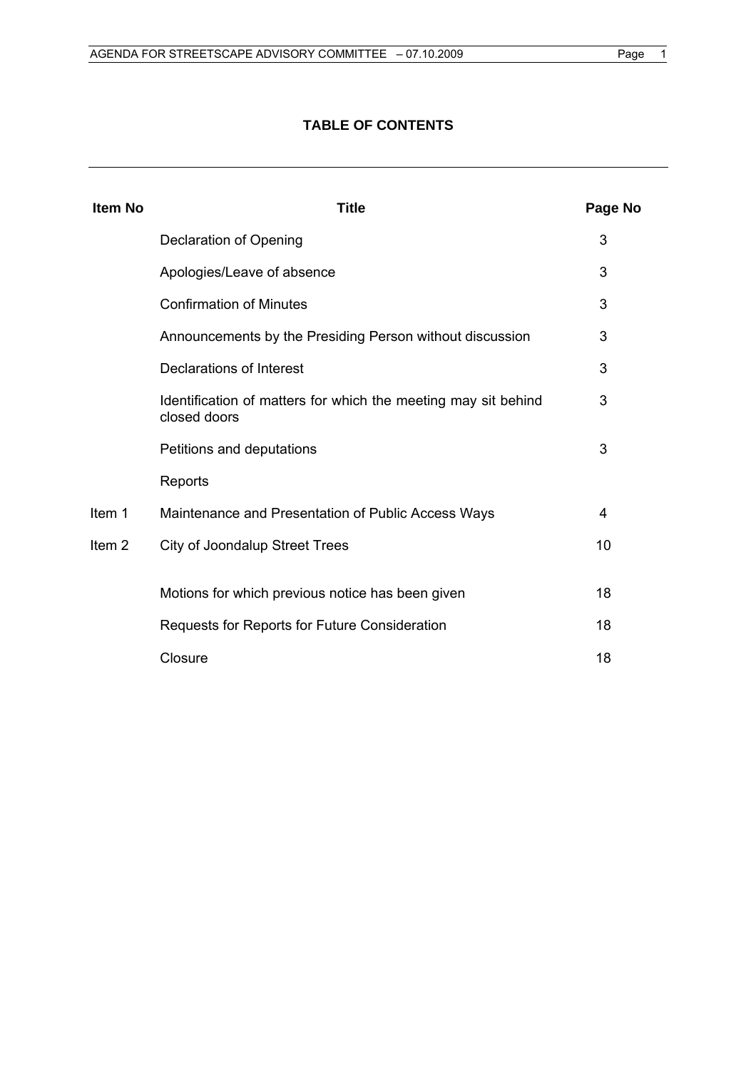# TABLE OF CONTENTS

| Item No | Title | Page No |
|---|---|---|
| | Declaration of Opening | 3 |
| | Apologies/Leave of absence | 3 |
| | Confirmation of Minutes | 3 |
| | Announcements by the Presiding Person without discussion | 3 |
| | Declarations of Interest | 3 |
| | Identification of matters for which the meeting may sit behind closed doors | 3 |
| | Petitions and deputations | 3 |
| | Reports | |
| Item 1 | Maintenance and Presentation of Public Access Ways | 4 |
| Item 2 | City of Joondalup Street Trees | 10 |
| | Motions for which previous notice has been given | 18 |
| | Requests for Reports for Future Consideration | 18 |
| | Closure | 18 |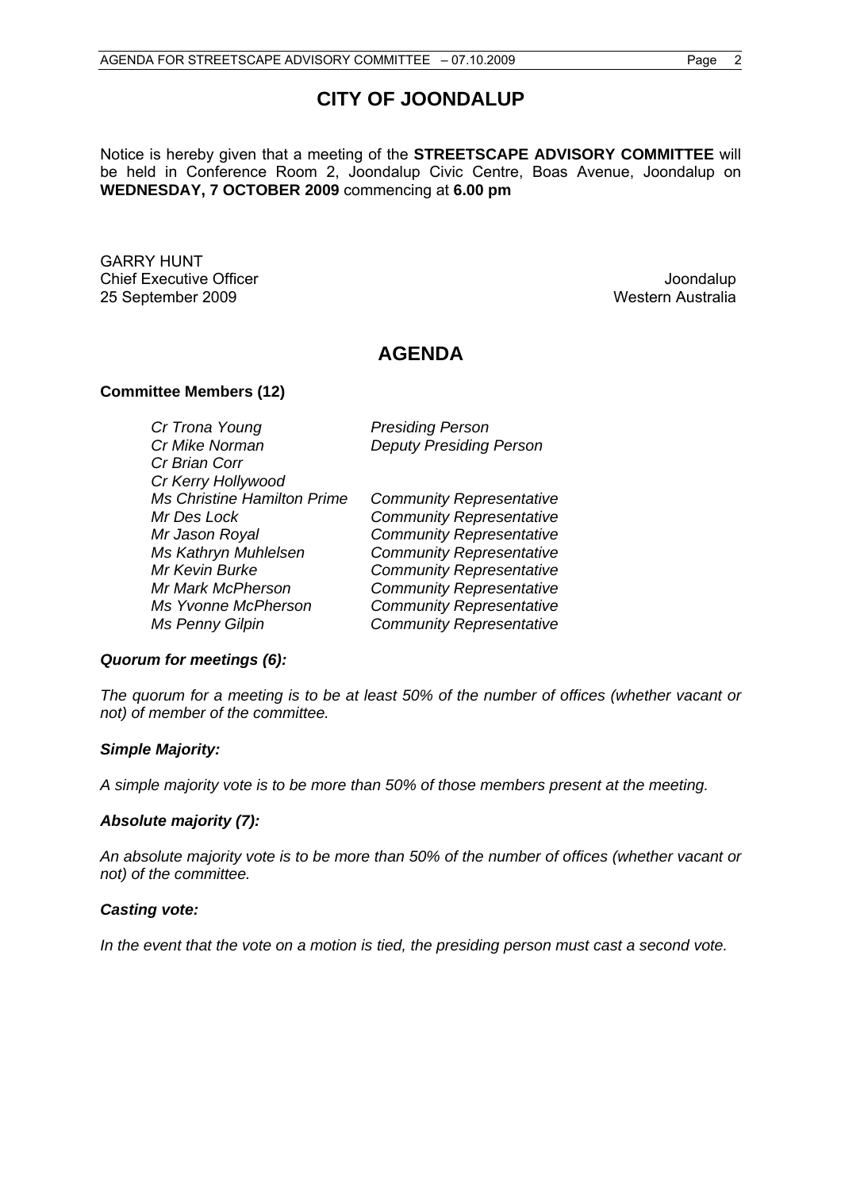# CITY OF JOONDALUP

Notice is hereby given that a meeting of the **STREETSCAPE ADVISORY COMMITTEE** will be held in Conference Room 2, Joondalup Civic Centre, Boas Avenue, Joondalup on **WEDNESDAY, 7 OCTOBER 2009** commencing at **6.00 pm**

GARRY HUNT
Chief Executive Officer
25 September 2009

Joondalup
Western Australia

# AGENDA

**Committee Members (12)**

| | |
|---|---|
| *Cr Trona Young* | *Presiding Person* |
| *Cr Mike Norman* | *Deputy Presiding Person* |
| *Cr Brian Corr* | |
| *Cr Kerry Hollywood* | |
| *Ms Christine Hamilton Prime* | *Community Representative* |
| *Mr Des Lock* | *Community Representative* |
| *Mr Jason Royal* | *Community Representative* |
| *Ms Kathryn Muhlelsen* | *Community Representative* |
| *Mr Kevin Burke* | *Community Representative* |
| *Mr Mark McPherson* | *Community Representative* |
| *Ms Yvonne McPherson* | *Community Representative* |
| *Ms Penny Gilpin* | *Community Representative* |

***Quorum for meetings (6):***

*The quorum for a meeting is to be at least 50% of the number of offices (whether vacant or not) of member of the committee.*

***Simple Majority:***

*A simple majority vote is to be more than 50% of those members present at the meeting.*

***Absolute majority (7):***

*An absolute majority vote is to be more than 50% of the number of offices (whether vacant or not) of the committee.*

***Casting vote:***

*In the event that the vote on a motion is tied, the presiding person must cast a second vote.*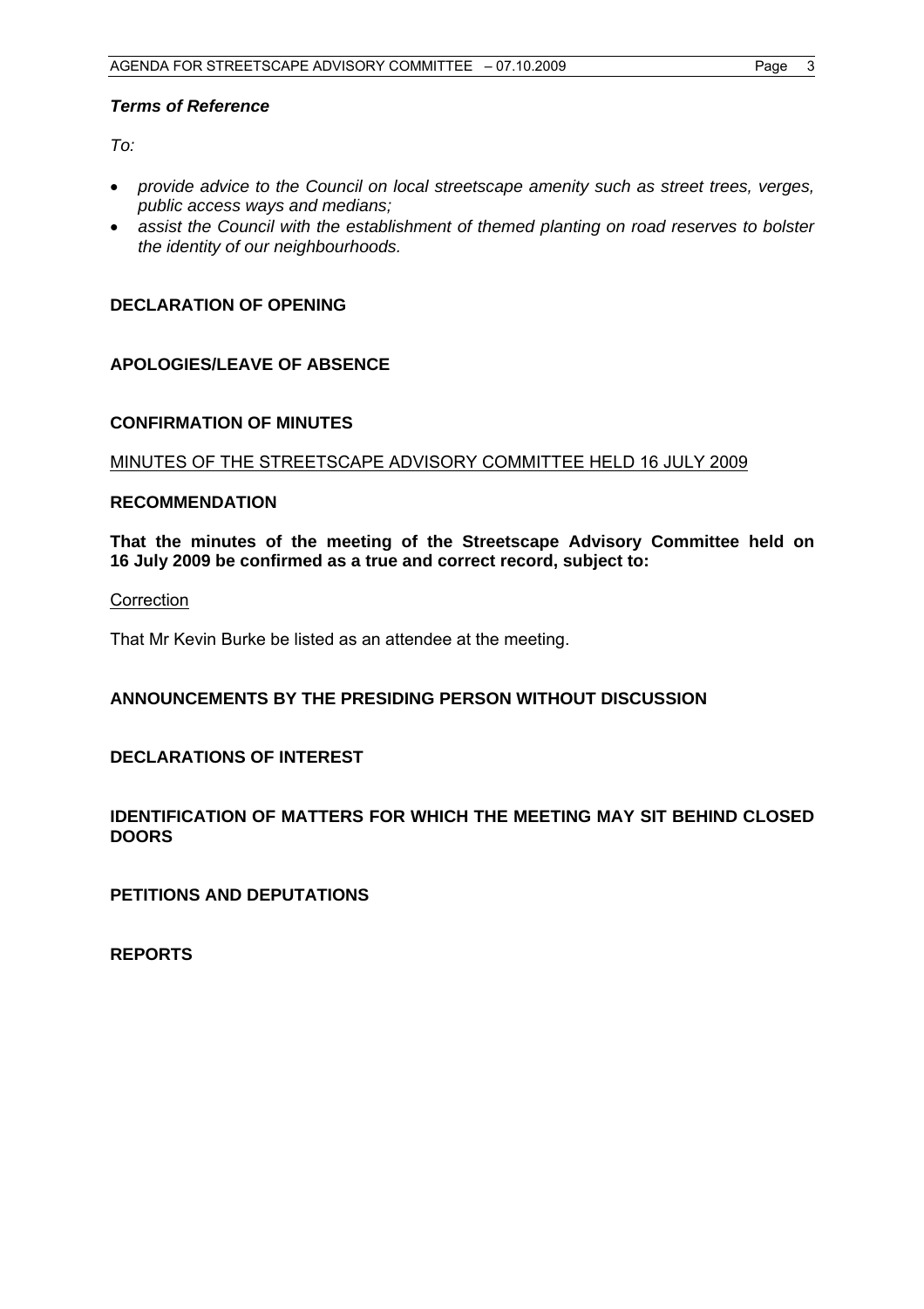***Terms of Reference***

*To:*

- *provide advice to the Council on local streetscape amenity such as street trees, verges, public access ways and medians;*
- *assist the Council with the establishment of themed planting on road reserves to bolster the identity of our neighbourhoods.*

**DECLARATION OF OPENING**

**APOLOGIES/LEAVE OF ABSENCE**

**CONFIRMATION OF MINUTES**

<u>MINUTES OF THE STREETSCAPE ADVISORY COMMITTEE HELD 16 JULY 2009</u>

**RECOMMENDATION**

**That the minutes of the meeting of the Streetscape Advisory Committee held on 16 July 2009 be confirmed as a true and correct record, subject to:**

<u>Correction</u>

That Mr Kevin Burke be listed as an attendee at the meeting.

**ANNOUNCEMENTS BY THE PRESIDING PERSON WITHOUT DISCUSSION**

**DECLARATIONS OF INTEREST**

**IDENTIFICATION OF MATTERS FOR WHICH THE MEETING MAY SIT BEHIND CLOSED DOORS**

**PETITIONS AND DEPUTATIONS**

**REPORTS**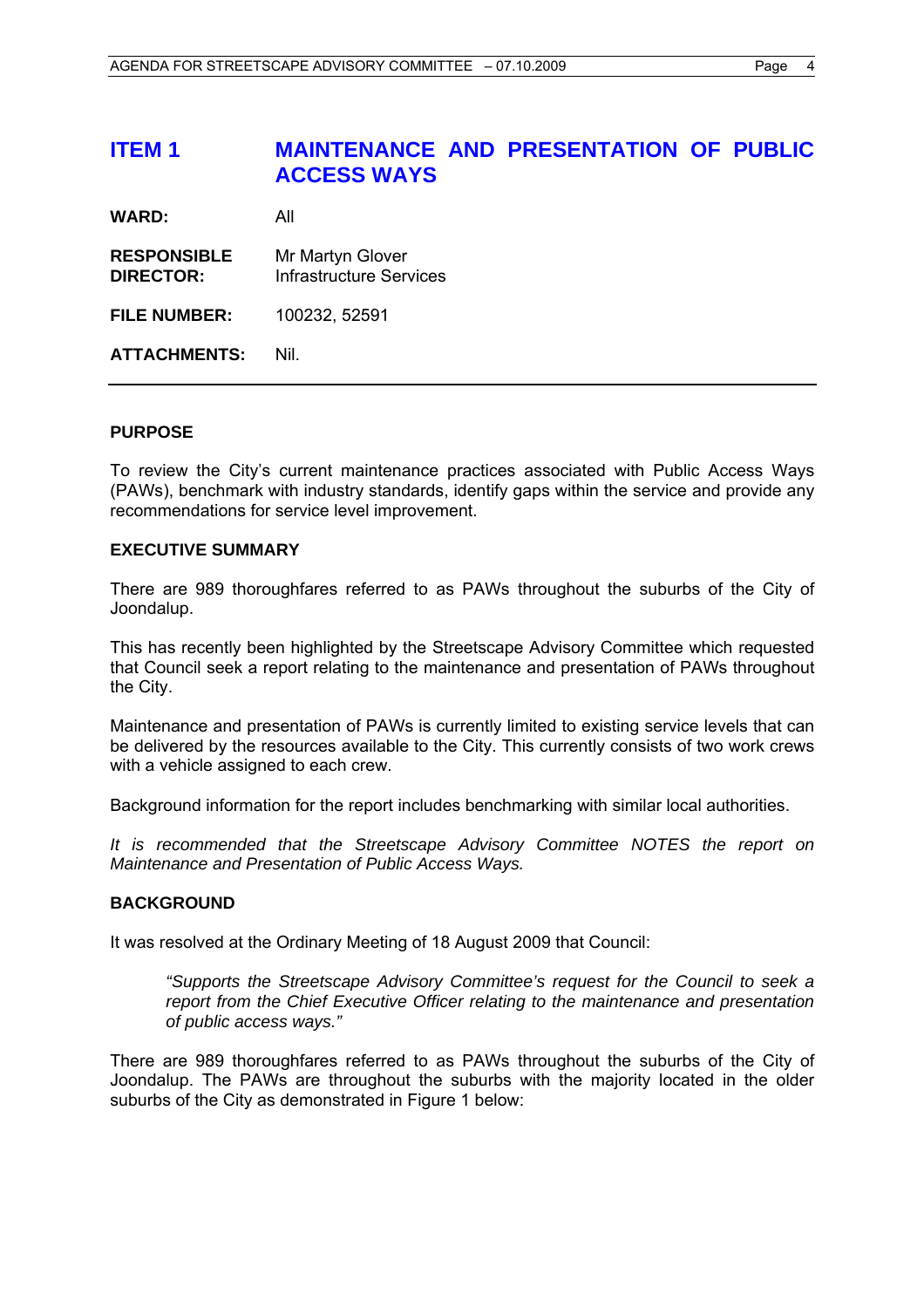## ITEM 1 MAINTENANCE AND PRESENTATION OF PUBLIC ACCESS WAYS

**WARD:** All

**RESPONSIBLE DIRECTOR:** Mr Martyn Glover
Infrastructure Services

**FILE NUMBER:** 100232, 52591

**ATTACHMENTS:** Nil.

---

### PURPOSE

To review the City's current maintenance practices associated with Public Access Ways (PAWs), benchmark with industry standards, identify gaps within the service and provide any recommendations for service level improvement.

### EXECUTIVE SUMMARY

There are 989 thoroughfares referred to as PAWs throughout the suburbs of the City of Joondalup.

This has recently been highlighted by the Streetscape Advisory Committee which requested that Council seek a report relating to the maintenance and presentation of PAWs throughout the City.

Maintenance and presentation of PAWs is currently limited to existing service levels that can be delivered by the resources available to the City. This currently consists of two work crews with a vehicle assigned to each crew.

Background information for the report includes benchmarking with similar local authorities.

*It is recommended that the Streetscape Advisory Committee NOTES the report on Maintenance and Presentation of Public Access Ways.*

### BACKGROUND

It was resolved at the Ordinary Meeting of 18 August 2009 that Council:

> *"Supports the Streetscape Advisory Committee's request for the Council to seek a report from the Chief Executive Officer relating to the maintenance and presentation of public access ways."*

There are 989 thoroughfares referred to as PAWs throughout the suburbs of the City of Joondalup. The PAWs are throughout the suburbs with the majority located in the older suburbs of the City as demonstrated in Figure 1 below: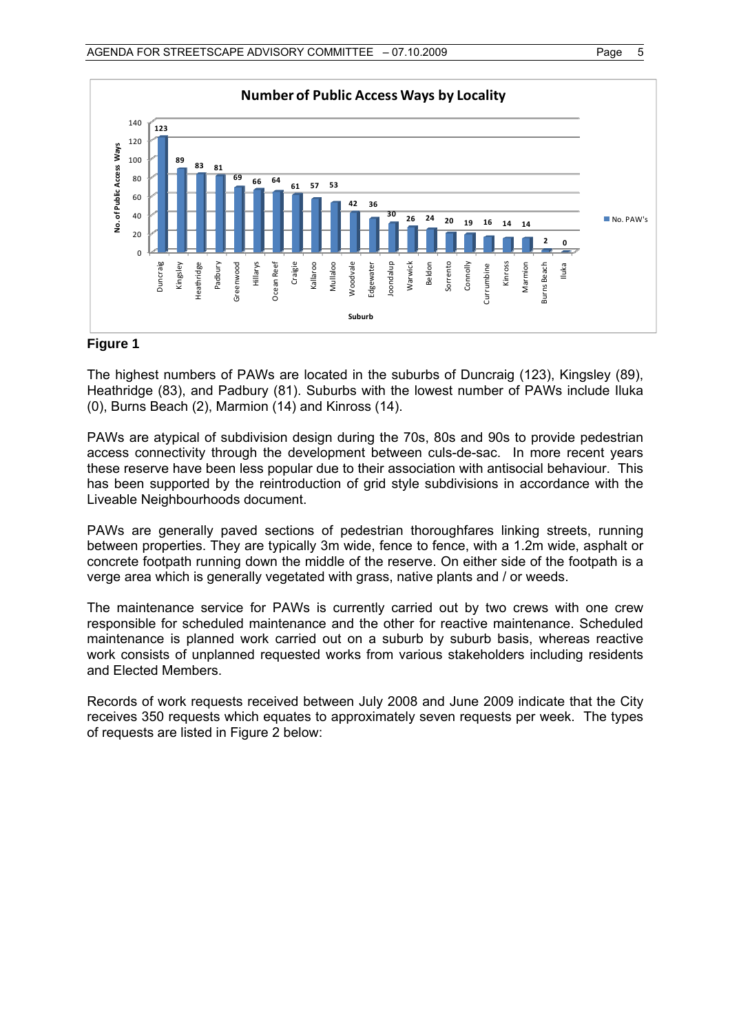**Number of Public Access Ways by Locality**

| Suburb | No. PAW's |
|---|---|
| Duncraig | 123 |
| Kingsley | 89 |
| Heathridge | 83 |
| Padbury | 81 |
| Greenwood | 69 |
| Hillarys | 66 |
| Ocean Reef | 64 |
| Craigie | 61 |
| Kallaroo | 57 |
| Mullaloo | 53 |
| Woodvale | 42 |
| Edgewater | 36 |
| Joondalup | 30 |
| Warwick | 26 |
| Beldon | 24 |
| Sorrento | 20 |
| Connolly | 19 |
| Currambine | 16 |
| Kinross | 14 |
| Marmion | 14 |
| Burns Beach | 2 |
| Iluka | 0 |

**Figure 1**

The highest numbers of PAWs are located in the suburbs of Duncraig (123), Kingsley (89), Heathridge (83), and Padbury (81). Suburbs with the lowest number of PAWs include Iluka (0), Burns Beach (2), Marmion (14) and Kinross (14).

PAWs are atypical of subdivision design during the 70s, 80s and 90s to provide pedestrian access connectivity through the development between culs-de-sac. In more recent years these reserve have been less popular due to their association with antisocial behaviour. This has been supported by the reintroduction of grid style subdivisions in accordance with the Liveable Neighbourhoods document.

PAWs are generally paved sections of pedestrian thoroughfares linking streets, running between properties. They are typically 3m wide, fence to fence, with a 1.2m wide, asphalt or concrete footpath running down the middle of the reserve. On either side of the footpath is a verge area which is generally vegetated with grass, native plants and / or weeds.

The maintenance service for PAWs is currently carried out by two crews with one crew responsible for scheduled maintenance and the other for reactive maintenance. Scheduled maintenance is planned work carried out on a suburb by suburb basis, whereas reactive work consists of unplanned requested works from various stakeholders including residents and Elected Members.

Records of work requests received between July 2008 and June 2009 indicate that the City receives 350 requests which equates to approximately seven requests per week. The types of requests are listed in Figure 2 below: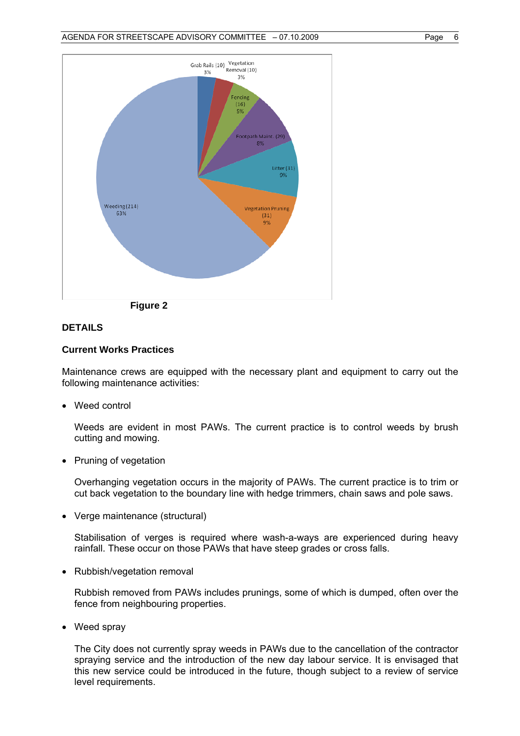Grab Rails (10) 3%

Vegetation Removal (10) 3%

Fencing (16) 5%

Footpath Maint. (29) 8%

Litter (31) 9%

Vegetation Pruning (31) 9%

Weeding (214) 63%

**Figure 2**

## DETAILS

### Current Works Practices

Maintenance crews are equipped with the necessary plant and equipment to carry out the following maintenance activities:

- Weed control

  Weeds are evident in most PAWs. The current practice is to control weeds by brush cutting and mowing.

- Pruning of vegetation

  Overhanging vegetation occurs in the majority of PAWs. The current practice is to trim or cut back vegetation to the boundary line with hedge trimmers, chain saws and pole saws.

- Verge maintenance (structural)

  Stabilisation of verges is required where wash-a-ways are experienced during heavy rainfall. These occur on those PAWs that have steep grades or cross falls.

- Rubbish/vegetation removal

  Rubbish removed from PAWs includes prunings, some of which is dumped, often over the fence from neighbouring properties.

- Weed spray

  The City does not currently spray weeds in PAWs due to the cancellation of the contractor spraying service and the introduction of the new day labour service. It is envisaged that this new service could be introduced in the future, though subject to a review of service level requirements.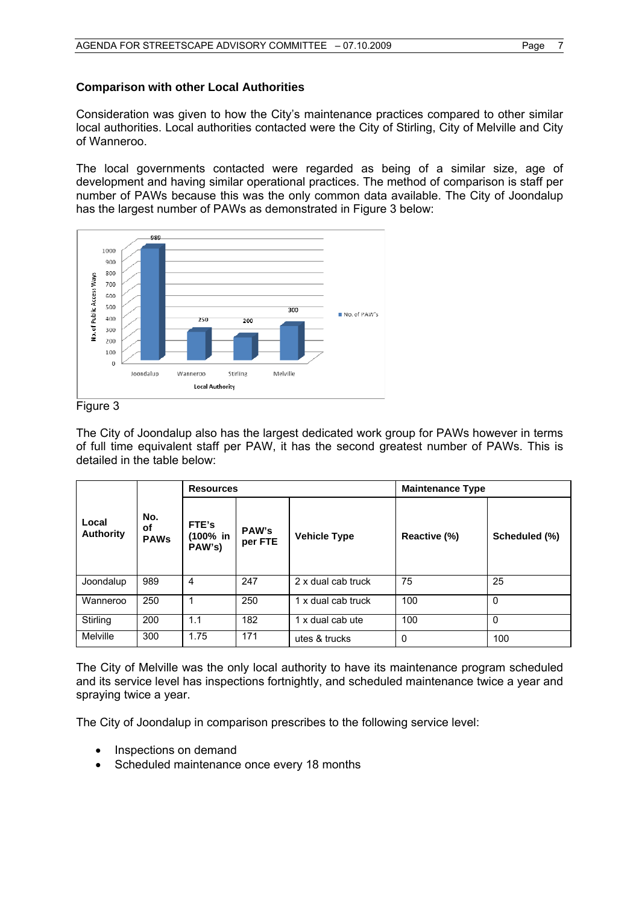**Comparison with other Local Authorities**

Consideration was given to how the City's maintenance practices compared to other similar local authorities. Local authorities contacted were the City of Stirling, City of Melville and City of Wanneroo.

The local governments contacted were regarded as being of a similar size, age of development and having similar operational practices. The method of comparison is staff per number of PAWs because this was the only common data available. The City of Joondalup has the largest number of PAWs as demonstrated in Figure 3 below:

Figure 3

The City of Joondalup also has the largest dedicated work group for PAWs however in terms of full time equivalent staff per PAW, it has the second greatest number of PAWs. This is detailed in the table below:

| Local Authority | No. of PAWs | Resources | | | Maintenance Type | |
|---|---|---|---|---|---|---|
| | | FTE's (100% in PAW's) | PAW's per FTE | Vehicle Type | Reactive (%) | Scheduled (%) |
| Joondalup | 989 | 4 | 247 | 2 x dual cab truck | 75 | 25 |
| Wanneroo | 250 | 1 | 250 | 1 x dual cab truck | 100 | 0 |
| Stirling | 200 | 1.1 | 182 | 1 x dual cab ute | 100 | 0 |
| Melville | 300 | 1.75 | 171 | utes & trucks | 0 | 100 |

The City of Melville was the only local authority to have its maintenance program scheduled and its service level has inspections fortnightly, and scheduled maintenance twice a year and spraying twice a year.

The City of Joondalup in comparison prescribes to the following service level:

- Inspections on demand
- Scheduled maintenance once every 18 months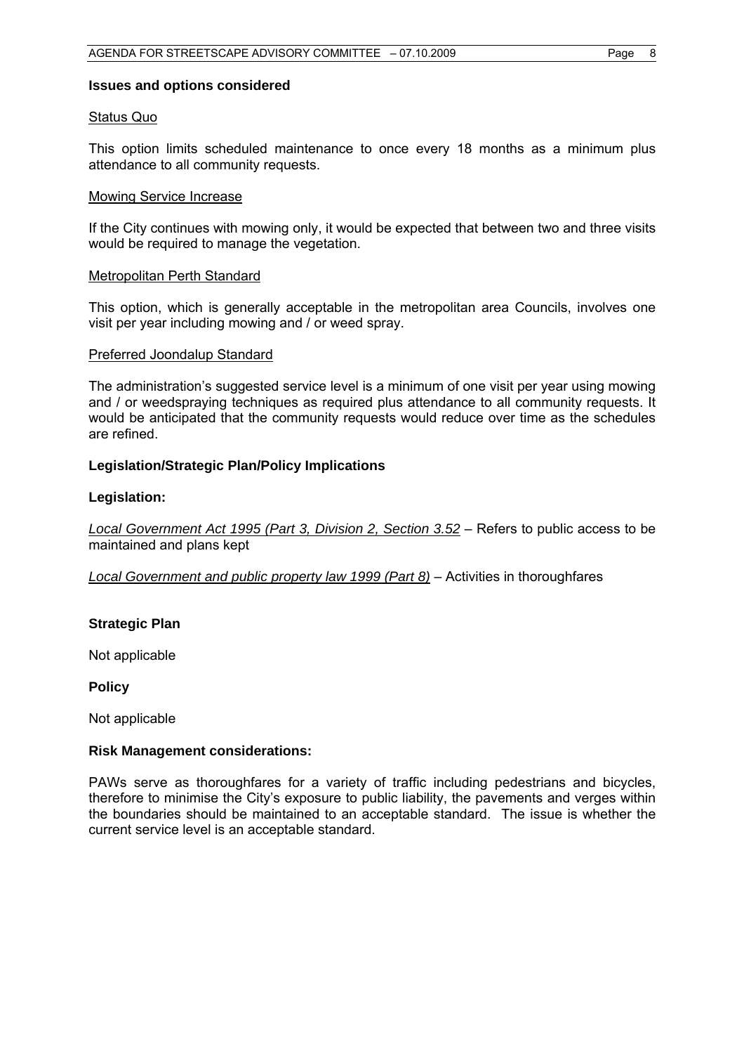**Issues and options considered**

<u>Status Quo</u>

This option limits scheduled maintenance to once every 18 months as a minimum plus attendance to all community requests.

<u>Mowing Service Increase</u>

If the City continues with mowing only, it would be expected that between two and three visits would be required to manage the vegetation.

<u>Metropolitan Perth Standard</u>

This option, which is generally acceptable in the metropolitan area Councils, involves one visit per year including mowing and / or weed spray.

<u>Preferred Joondalup Standard</u>

The administration's suggested service level is a minimum of one visit per year using mowing and / or weedspraying techniques as required plus attendance to all community requests. It would be anticipated that the community requests would reduce over time as the schedules are refined.

**Legislation/Strategic Plan/Policy Implications**

**Legislation:**

*<u>Local Government Act 1995 (Part 3, Division 2, Section 3.52</u>* – Refers to public access to be maintained and plans kept

*<u>Local Government and public property law 1999 (Part 8)</u>* – Activities in thoroughfares

**Strategic Plan**

Not applicable

**Policy**

Not applicable

**Risk Management considerations:**

PAWs serve as thoroughfares for a variety of traffic including pedestrians and bicycles, therefore to minimise the City's exposure to public liability, the pavements and verges within the boundaries should be maintained to an acceptable standard. The issue is whether the current service level is an acceptable standard.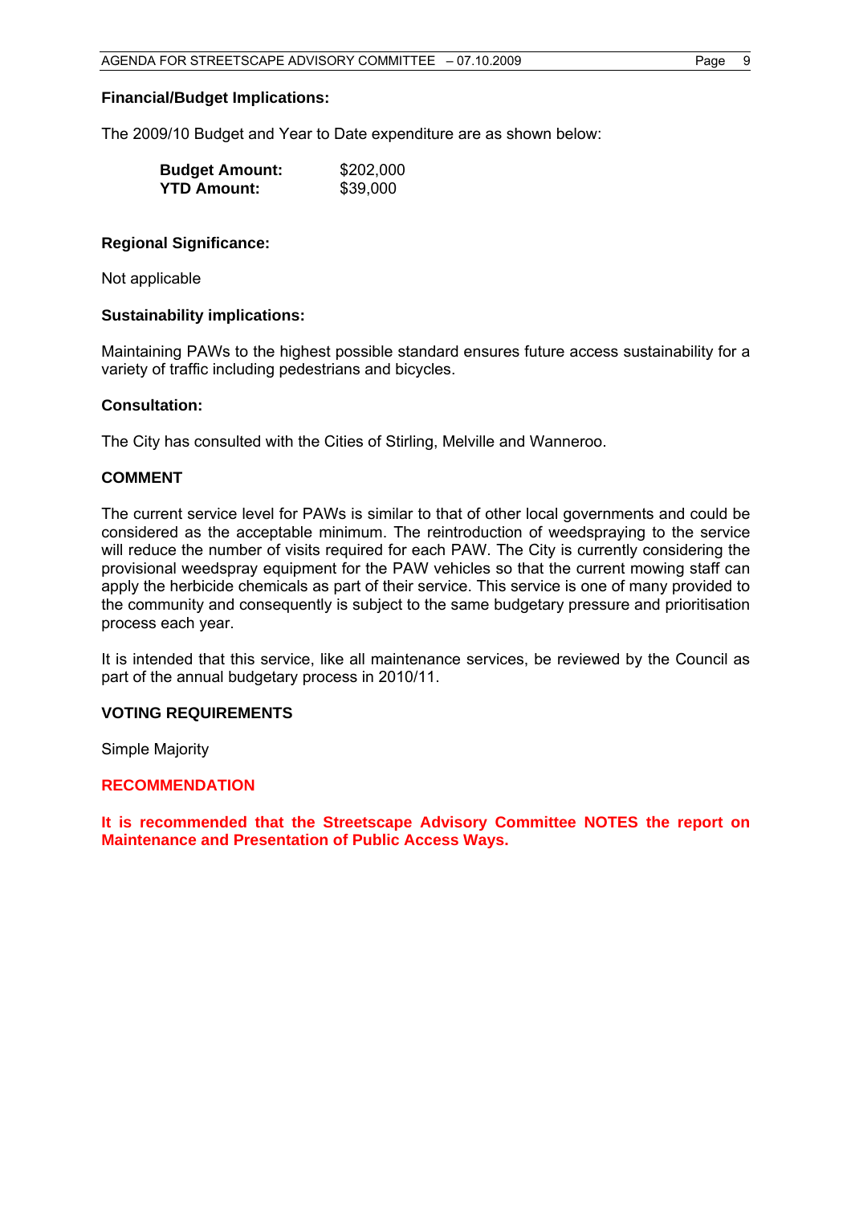**Financial/Budget Implications:**

The 2009/10 Budget and Year to Date expenditure are as shown below:

| | |
|---|---|
| **Budget Amount:** | $202,000 |
| **YTD Amount:** | $39,000 |

**Regional Significance:**

Not applicable

**Sustainability implications:**

Maintaining PAWs to the highest possible standard ensures future access sustainability for a variety of traffic including pedestrians and bicycles.

**Consultation:**

The City has consulted with the Cities of Stirling, Melville and Wanneroo.

**COMMENT**

The current service level for PAWs is similar to that of other local governments and could be considered as the acceptable minimum. The reintroduction of weedspraying to the service will reduce the number of visits required for each PAW. The City is currently considering the provisional weedspray equipment for the PAW vehicles so that the current mowing staff can apply the herbicide chemicals as part of their service. This service is one of many provided to the community and consequently is subject to the same budgetary pressure and prioritisation process each year.

It is intended that this service, like all maintenance services, be reviewed by the Council as part of the annual budgetary process in 2010/11.

**VOTING REQUIREMENTS**

Simple Majority

**RECOMMENDATION**

**It is recommended that the Streetscape Advisory Committee NOTES the report on Maintenance and Presentation of Public Access Ways.**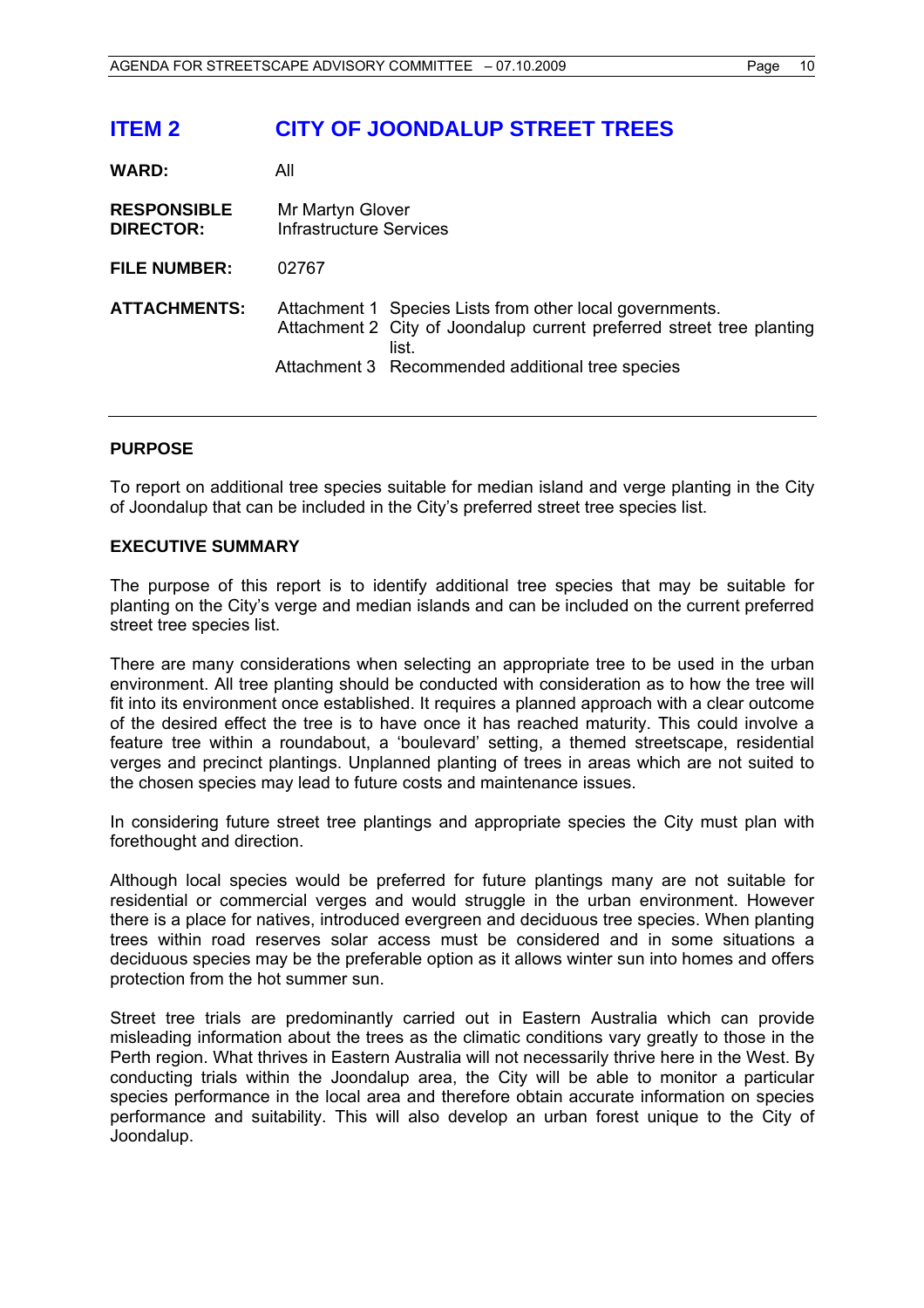## ITEM 2 CITY OF JOONDALUP STREET TREES

**WARD:** All

**RESPONSIBLE DIRECTOR:** Mr Martyn Glover
Infrastructure Services

**FILE NUMBER:** 02767

**ATTACHMENTS:**
Attachment 1 Species Lists from other local governments.
Attachment 2 City of Joondalup current preferred street tree planting list.
Attachment 3 Recommended additional tree species

---

### PURPOSE

To report on additional tree species suitable for median island and verge planting in the City of Joondalup that can be included in the City's preferred street tree species list.

### EXECUTIVE SUMMARY

The purpose of this report is to identify additional tree species that may be suitable for planting on the City's verge and median islands and can be included on the current preferred street tree species list.

There are many considerations when selecting an appropriate tree to be used in the urban environment. All tree planting should be conducted with consideration as to how the tree will fit into its environment once established. It requires a planned approach with a clear outcome of the desired effect the tree is to have once it has reached maturity. This could involve a feature tree within a roundabout, a 'boulevard' setting, a themed streetscape, residential verges and precinct plantings. Unplanned planting of trees in areas which are not suited to the chosen species may lead to future costs and maintenance issues.

In considering future street tree plantings and appropriate species the City must plan with forethought and direction.

Although local species would be preferred for future plantings many are not suitable for residential or commercial verges and would struggle in the urban environment. However there is a place for natives, introduced evergreen and deciduous tree species. When planting trees within road reserves solar access must be considered and in some situations a deciduous species may be the preferable option as it allows winter sun into homes and offers protection from the hot summer sun.

Street tree trials are predominantly carried out in Eastern Australia which can provide misleading information about the trees as the climatic conditions vary greatly to those in the Perth region. What thrives in Eastern Australia will not necessarily thrive here in the West. By conducting trials within the Joondalup area, the City will be able to monitor a particular species performance in the local area and therefore obtain accurate information on species performance and suitability. This will also develop an urban forest unique to the City of Joondalup.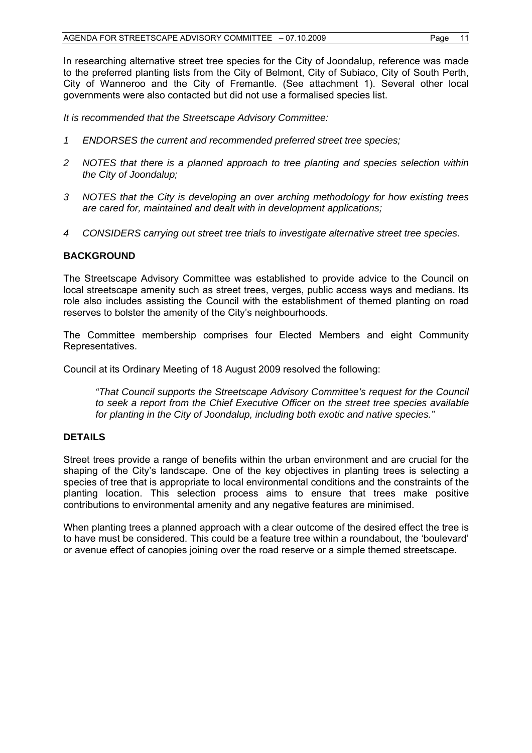In researching alternative street tree species for the City of Joondalup, reference was made to the preferred planting lists from the City of Belmont, City of Subiaco, City of South Perth, City of Wanneroo and the City of Fremantle. (See attachment 1). Several other local governments were also contacted but did not use a formalised species list.

*It is recommended that the Streetscape Advisory Committee:*

1. *ENDORSES the current and recommended preferred street tree species;*

2. *NOTES that there is a planned approach to tree planting and species selection within the City of Joondalup;*

3. *NOTES that the City is developing an over arching methodology for how existing trees are cared for, maintained and dealt with in development applications;*

4. *CONSIDERS carrying out street tree trials to investigate alternative street tree species.*

## BACKGROUND

The Streetscape Advisory Committee was established to provide advice to the Council on local streetscape amenity such as street trees, verges, public access ways and medians. Its role also includes assisting the Council with the establishment of themed planting on road reserves to bolster the amenity of the City's neighbourhoods.

The Committee membership comprises four Elected Members and eight Community Representatives.

Council at its Ordinary Meeting of 18 August 2009 resolved the following:

> *"That Council supports the Streetscape Advisory Committee's request for the Council to seek a report from the Chief Executive Officer on the street tree species available for planting in the City of Joondalup, including both exotic and native species."*

## DETAILS

Street trees provide a range of benefits within the urban environment and are crucial for the shaping of the City's landscape. One of the key objectives in planting trees is selecting a species of tree that is appropriate to local environmental conditions and the constraints of the planting location. This selection process aims to ensure that trees make positive contributions to environmental amenity and any negative features are minimised.

When planting trees a planned approach with a clear outcome of the desired effect the tree is to have must be considered. This could be a feature tree within a roundabout, the 'boulevard' or avenue effect of canopies joining over the road reserve or a simple themed streetscape.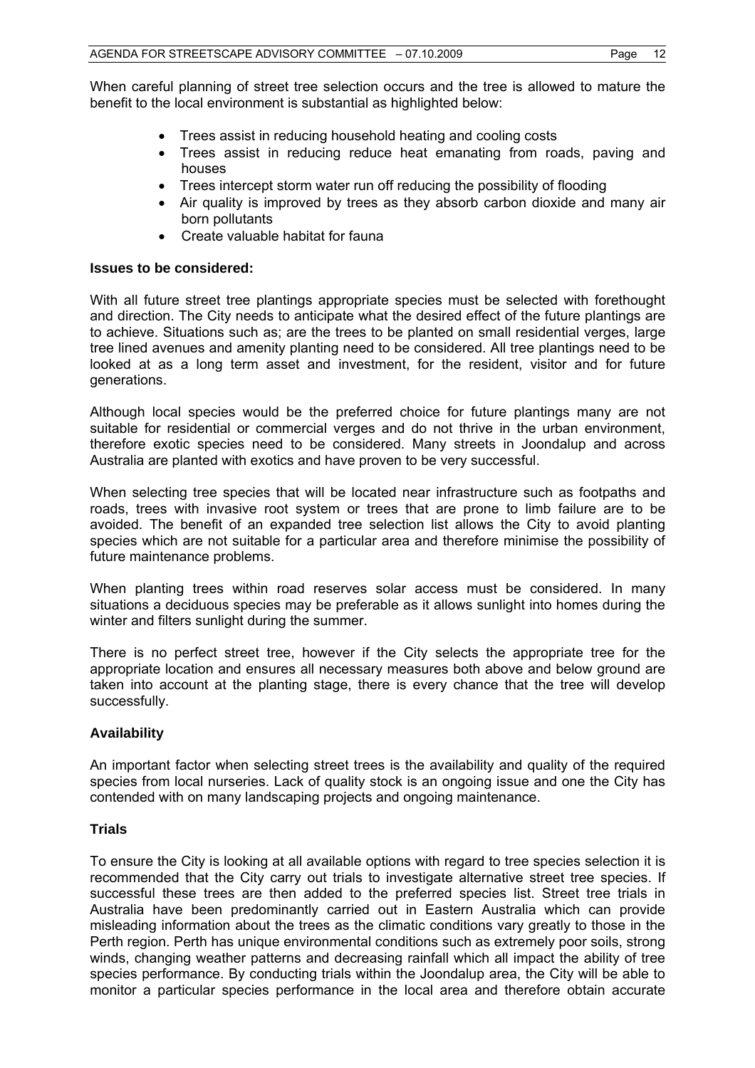When careful planning of street tree selection occurs and the tree is allowed to mature the benefit to the local environment is substantial as highlighted below:

- Trees assist in reducing household heating and cooling costs
- Trees assist in reducing reduce heat emanating from roads, paving and houses
- Trees intercept storm water run off reducing the possibility of flooding
- Air quality is improved by trees as they absorb carbon dioxide and many air born pollutants
- Create valuable habitat for fauna

**Issues to be considered:**

With all future street tree plantings appropriate species must be selected with forethought and direction. The City needs to anticipate what the desired effect of the future plantings are to achieve. Situations such as; are the trees to be planted on small residential verges, large tree lined avenues and amenity planting need to be considered. All tree plantings need to be looked at as a long term asset and investment, for the resident, visitor and for future generations.

Although local species would be the preferred choice for future plantings many are not suitable for residential or commercial verges and do not thrive in the urban environment, therefore exotic species need to be considered. Many streets in Joondalup and across Australia are planted with exotics and have proven to be very successful.

When selecting tree species that will be located near infrastructure such as footpaths and roads, trees with invasive root system or trees that are prone to limb failure are to be avoided. The benefit of an expanded tree selection list allows the City to avoid planting species which are not suitable for a particular area and therefore minimise the possibility of future maintenance problems.

When planting trees within road reserves solar access must be considered. In many situations a deciduous species may be preferable as it allows sunlight into homes during the winter and filters sunlight during the summer.

There is no perfect street tree, however if the City selects the appropriate tree for the appropriate location and ensures all necessary measures both above and below ground are taken into account at the planting stage, there is every chance that the tree will develop successfully.

**Availability**

An important factor when selecting street trees is the availability and quality of the required species from local nurseries. Lack of quality stock is an ongoing issue and one the City has contended with on many landscaping projects and ongoing maintenance.

**Trials**

To ensure the City is looking at all available options with regard to tree species selection it is recommended that the City carry out trials to investigate alternative street tree species. If successful these trees are then added to the preferred species list. Street tree trials in Australia have been predominantly carried out in Eastern Australia which can provide misleading information about the trees as the climatic conditions vary greatly to those in the Perth region. Perth has unique environmental conditions such as extremely poor soils, strong winds, changing weather patterns and decreasing rainfall which all impact the ability of tree species performance. By conducting trials within the Joondalup area, the City will be able to monitor a particular species performance in the local area and therefore obtain accurate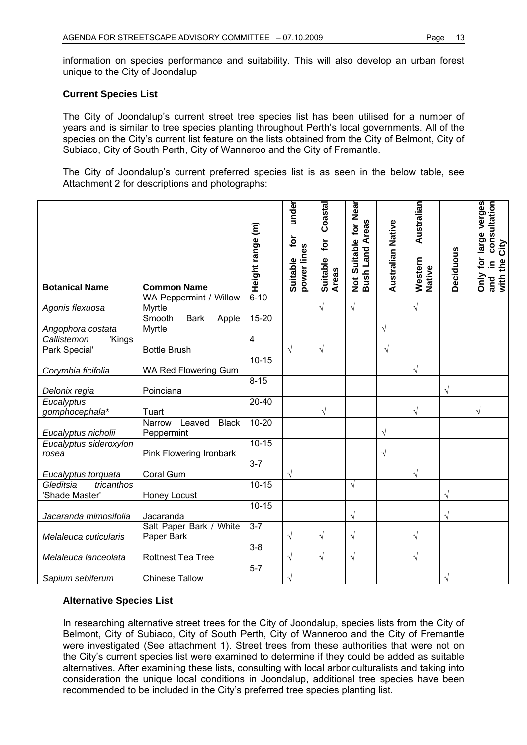information on species performance and suitability. This will also develop an urban forest unique to the City of Joondalup

**Current Species List**

The City of Joondalup's current street tree species list has been utilised for a number of years and is similar to tree species planting throughout Perth's local governments. All of the species on the City's current list feature on the lists obtained from the City of Belmont, City of Subiaco, City of South Perth, City of Wanneroo and the City of Fremantle.

The City of Joondalup's current preferred species list is as seen in the below table, see Attachment 2 for descriptions and photographs:

| Botanical Name | Common Name | Height range (m) | Suitable for under power lines | Suitable for Coastal Areas | Not Suitable for Near Bush Land Areas | Australian Native | Western Australian Native | Deciduous | Only for large verges and in consultation with the City |
|---|---|---|---|---|---|---|---|---|---|
| *Agonis flexuosa* | WA Peppermint / Willow Myrtle | 6-10 | | √ | √ | | √ | | |
| *Angophora costata* | Smooth Bark Apple Myrtle | 15-20 | | | | √ | | | |
| *Callistemon 'Kings Park Special'* | Bottle Brush | 4 | √ | √ | | √ | | | |
| *Corymbia ficifolia* | WA Red Flowering Gum | 10-15 | | | | | √ | | |
| *Delonix regia* | Poinciana | 8-15 | | | | | | √ | |
| *Eucalyptus gomphocephala** | Tuart | 20-40 | | √ | | | √ | | √ |
| *Eucalyptus nicholii* | Narrow Leaved Black Peppermint | 10-20 | | | | √ | | | |
| *Eucalyptus sideroxylon rosea* | Pink Flowering Ironbark | 10-15 | | | | √ | | | |
| *Eucalyptus torquata* | Coral Gum | 3-7 | √ | | | | √ | | |
| *Gleditsia tricanthos 'Shade Master'* | Honey Locust | 10-15 | | | √ | | | √ | |
| *Jacaranda mimosifolia* | Jacaranda | 10-15 | | | √ | | | √ | |
| *Melaleuca cuticularis* | Salt Paper Bark / White Paper Bark | 3-7 | √ | √ | √ | | √ | | |
| *Melaleuca lanceolata* | Rottnest Tea Tree | 3-8 | √ | √ | √ | | √ | | |
| *Sapium sebiferum* | Chinese Tallow | 5-7 | √ | | | | | √ | |

**Alternative Species List**

In researching alternative street trees for the City of Joondalup, species lists from the City of Belmont, City of Subiaco, City of South Perth, City of Wanneroo and the City of Fremantle were investigated (See attachment 1). Street trees from these authorities that were not on the City's current species list were examined to determine if they could be added as suitable alternatives. After examining these lists, consulting with local arboriculturalists and taking into consideration the unique local conditions in Joondalup, additional tree species have been recommended to be included in the City's preferred tree species planting list.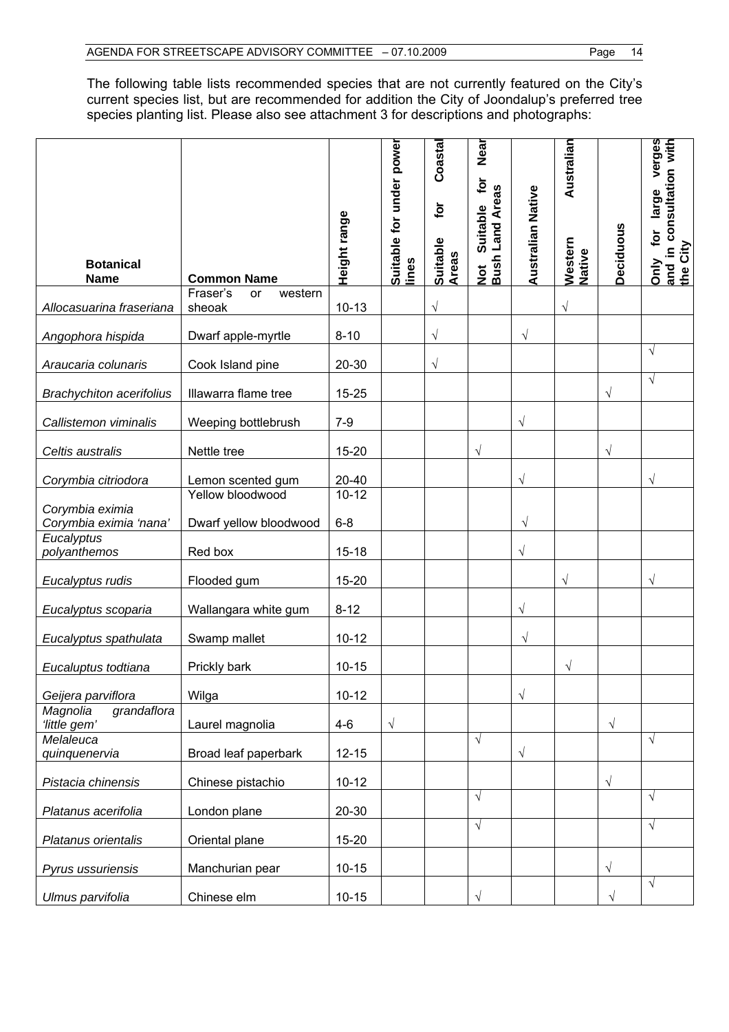The following table lists recommended species that are not currently featured on the City's current species list, but are recommended for addition the City of Joondalup's preferred tree species planting list. Please also see attachment 3 for descriptions and photographs:

| Botanical Name | Common Name | Height range | Suitable for under power lines | Suitable for Coastal Areas | Not Suitable for Near Bush Land Areas | Australian Native | Western Australian Native | Deciduous | Only for large verges and in consultation with the City |
|---|---|---|---|---|---|---|---|---|---|
| *Allocasuarina fraseriana* | Fraser's or western sheoak | 10-13 | | √ | | | √ | | |
| *Angophora hispida* | Dwarf apple-myrtle | 8-10 | | √ | | √ | | | |
| *Araucaria colunaris* | Cook Island pine | 20-30 | | √ | | | | | √ |
| *Brachychiton acerifolius* | Illawarra flame tree | 15-25 | | | | | | √ | √ |
| *Callistemon viminalis* | Weeping bottlebrush | 7-9 | | | | √ | | | |
| *Celtis australis* | Nettle tree | 15-20 | | | √ | | | √ | |
| *Corymbia citriodora* | Lemon scented gum | 20-40 | | | | √ | | | √ |
| *Corymbia eximia* | Yellow bloodwood | 10-12 | | | | | | | |
| *Corymbia eximia 'nana'* | Dwarf yellow bloodwood | 6-8 | | | | √ | | | |
| *Eucalyptus polyanthemos* | Red box | 15-18 | | | | √ | | | |
| *Eucalyptus rudis* | Flooded gum | 15-20 | | | | | √ | | √ |
| *Eucalyptus scoparia* | Wallangara white gum | 8-12 | | | | √ | | | |
| *Eucalyptus spathulata* | Swamp mallet | 10-12 | | | | √ | | | |
| *Eucaluptus todtiana* | Prickly bark | 10-15 | | | | | √ | | |
| *Geijera parviflora* | Wilga | 10-12 | | | | √ | | | |
| *Magnolia grandaflora 'little gem'* | Laurel magnolia | 4-6 | √ | | | | | √ | |
| *Melaleuca quinquenervia* | Broad leaf paperbark | 12-15 | | | √ | √ | | | √ |
| *Pistacia chinensis* | Chinese pistachio | 10-12 | | | | | | √ | |
| *Platanus acerifolia* | London plane | 20-30 | | | √ | | | | √ |
| *Platanus orientalis* | Oriental plane | 15-20 | | | √ | | | | √ |
| *Pyrus ussuriensis* | Manchurian pear | 10-15 | | | | | | √ | |
| *Ulmus parvifolia* | Chinese elm | 10-15 | | | √ | | | √ | √ |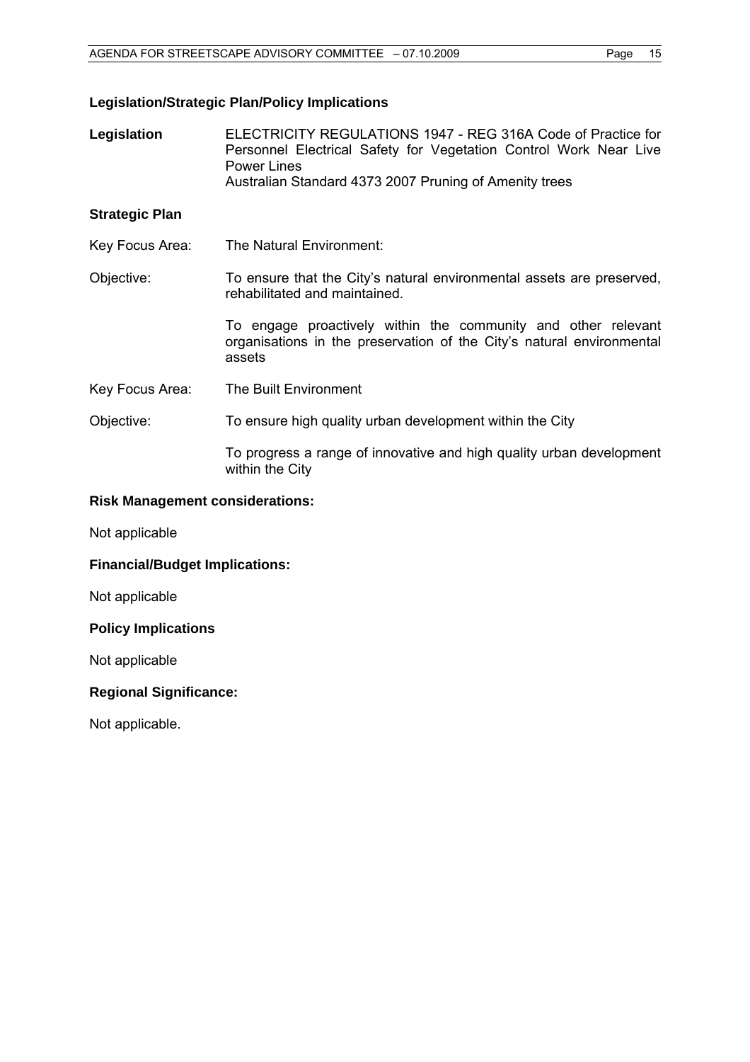## Legislation/Strategic Plan/Policy Implications

**Legislation** ELECTRICITY REGULATIONS 1947 - REG 316A Code of Practice for Personnel Electrical Safety for Vegetation Control Work Near Live Power Lines
Australian Standard 4373 2007 Pruning of Amenity trees

### Strategic Plan

Key Focus Area: The Natural Environment:

Objective: To ensure that the City's natural environmental assets are preserved, rehabilitated and maintained.

To engage proactively within the community and other relevant organisations in the preservation of the City's natural environmental assets

Key Focus Area: The Built Environment

Objective: To ensure high quality urban development within the City

To progress a range of innovative and high quality urban development within the City

### Risk Management considerations:

Not applicable

### Financial/Budget Implications:

Not applicable

### Policy Implications

Not applicable

### Regional Significance:

Not applicable.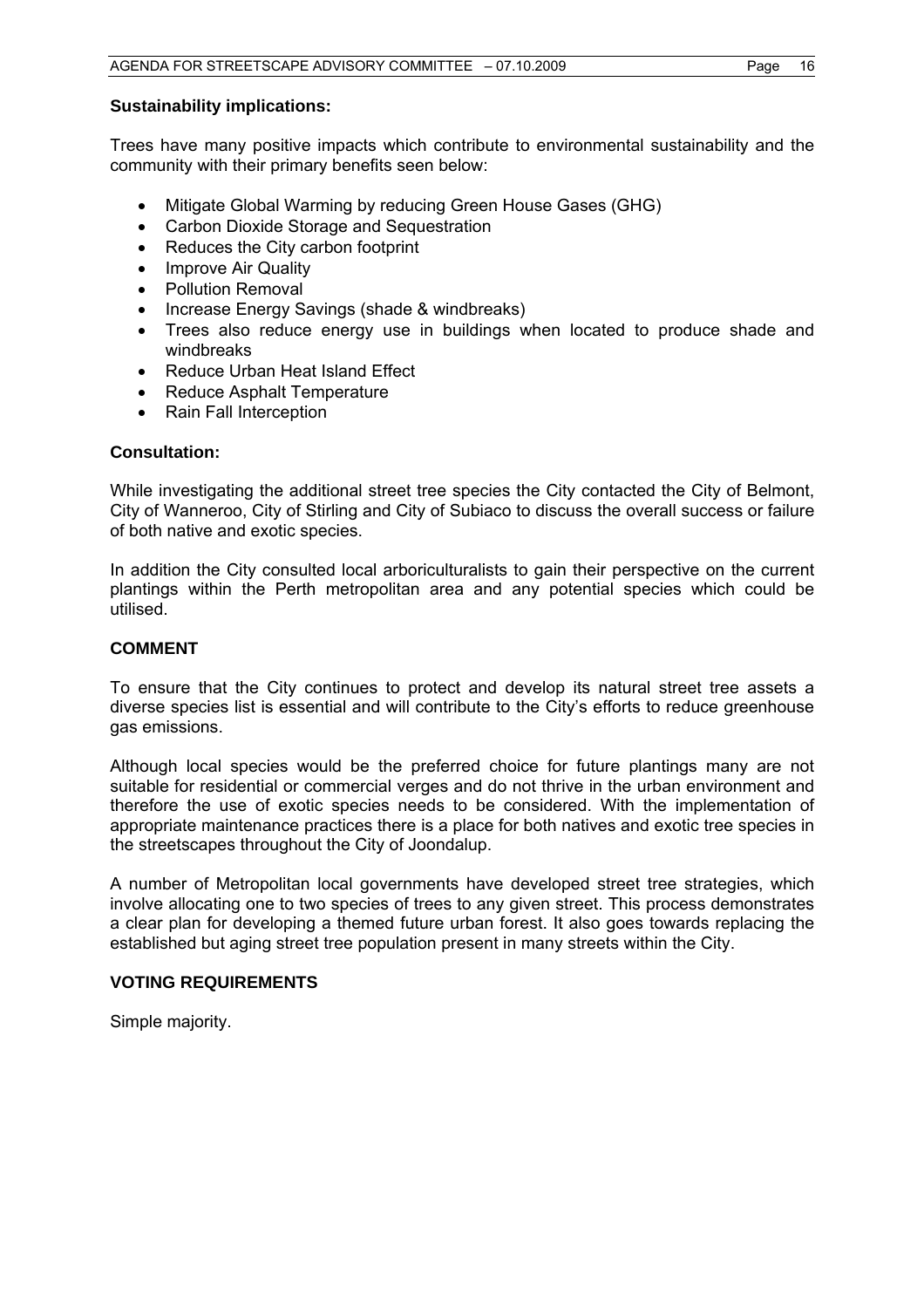**Sustainability implications:**

Trees have many positive impacts which contribute to environmental sustainability and the community with their primary benefits seen below:

- Mitigate Global Warming by reducing Green House Gases (GHG)
- Carbon Dioxide Storage and Sequestration
- Reduces the City carbon footprint
- Improve Air Quality
- Pollution Removal
- Increase Energy Savings (shade & windbreaks)
- Trees also reduce energy use in buildings when located to produce shade and windbreaks
- Reduce Urban Heat Island Effect
- Reduce Asphalt Temperature
- Rain Fall Interception

**Consultation:**

While investigating the additional street tree species the City contacted the City of Belmont, City of Wanneroo, City of Stirling and City of Subiaco to discuss the overall success or failure of both native and exotic species.

In addition the City consulted local arboriculturalists to gain their perspective on the current plantings within the Perth metropolitan area and any potential species which could be utilised.

**COMMENT**

To ensure that the City continues to protect and develop its natural street tree assets a diverse species list is essential and will contribute to the City's efforts to reduce greenhouse gas emissions.

Although local species would be the preferred choice for future plantings many are not suitable for residential or commercial verges and do not thrive in the urban environment and therefore the use of exotic species needs to be considered. With the implementation of appropriate maintenance practices there is a place for both natives and exotic tree species in the streetscapes throughout the City of Joondalup.

A number of Metropolitan local governments have developed street tree strategies, which involve allocating one to two species of trees to any given street. This process demonstrates a clear plan for developing a themed future urban forest. It also goes towards replacing the established but aging street tree population present in many streets within the City.

**VOTING REQUIREMENTS**

Simple majority.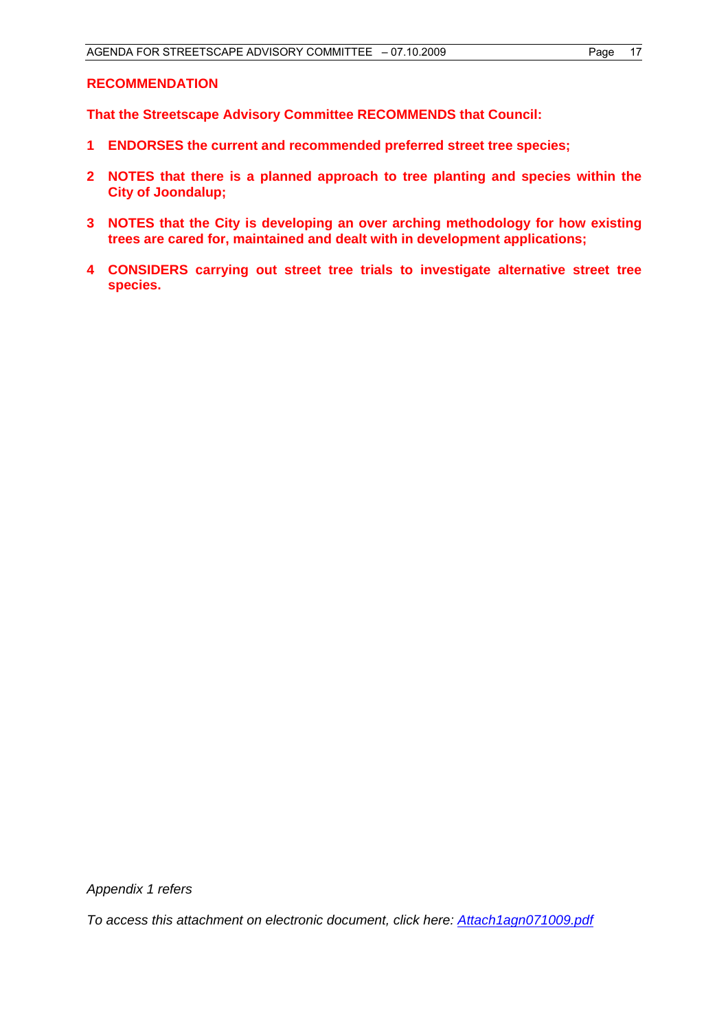**RECOMMENDATION**

**That the Streetscape Advisory Committee RECOMMENDS that Council:**

1. **ENDORSES the current and recommended preferred street tree species;**

2. **NOTES that there is a planned approach to tree planting and species within the City of Joondalup;**

3. **NOTES that the City is developing an over arching methodology for how existing trees are cared for, maintained and dealt with in development applications;**

4. **CONSIDERS carrying out street tree trials to investigate alternative street tree species.**

*Appendix 1 refers*

*To access this attachment on electronic document, click here: Attach1agn071009.pdf*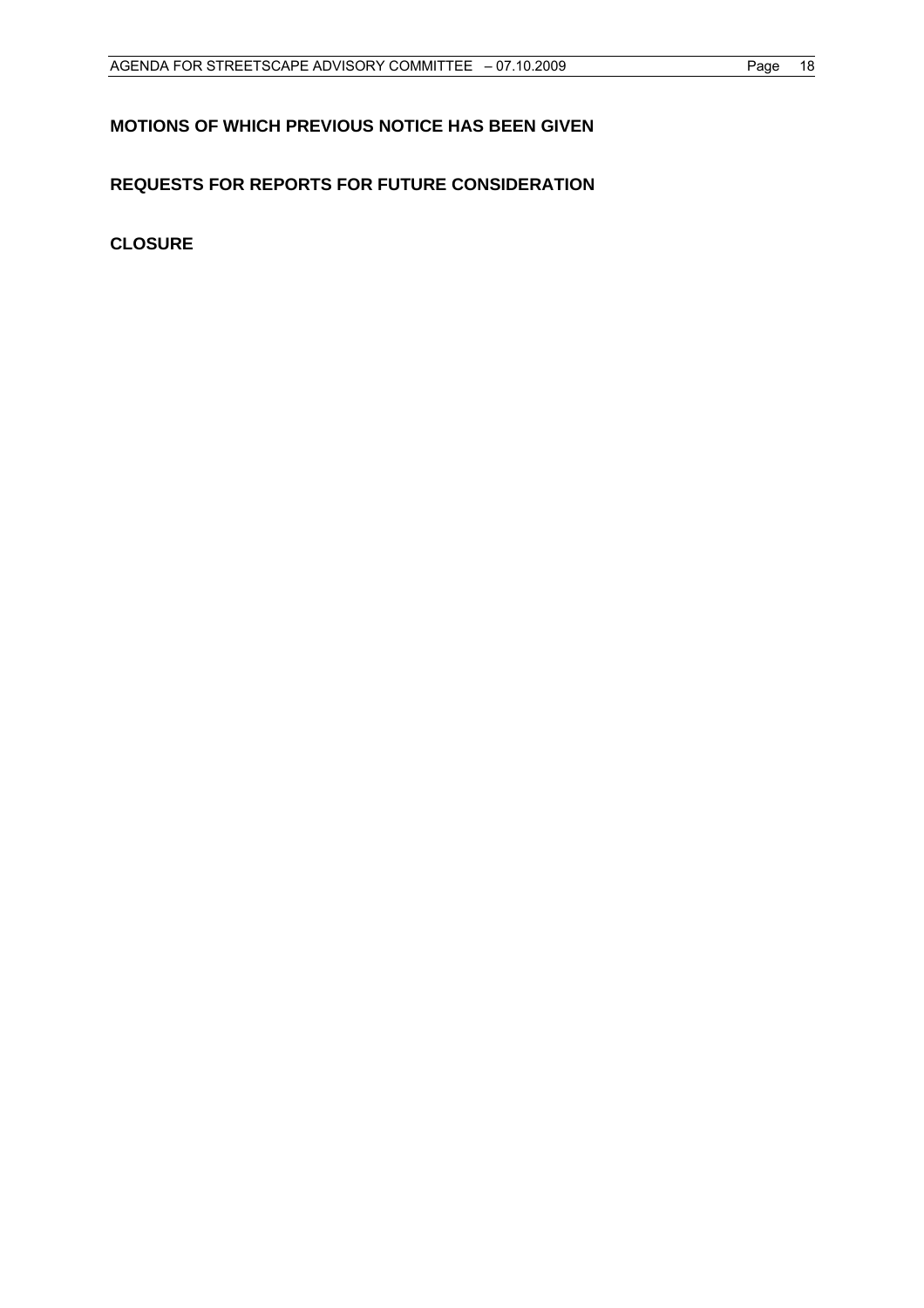**MOTIONS OF WHICH PREVIOUS NOTICE HAS BEEN GIVEN**

**REQUESTS FOR REPORTS FOR FUTURE CONSIDERATION**

**CLOSURE**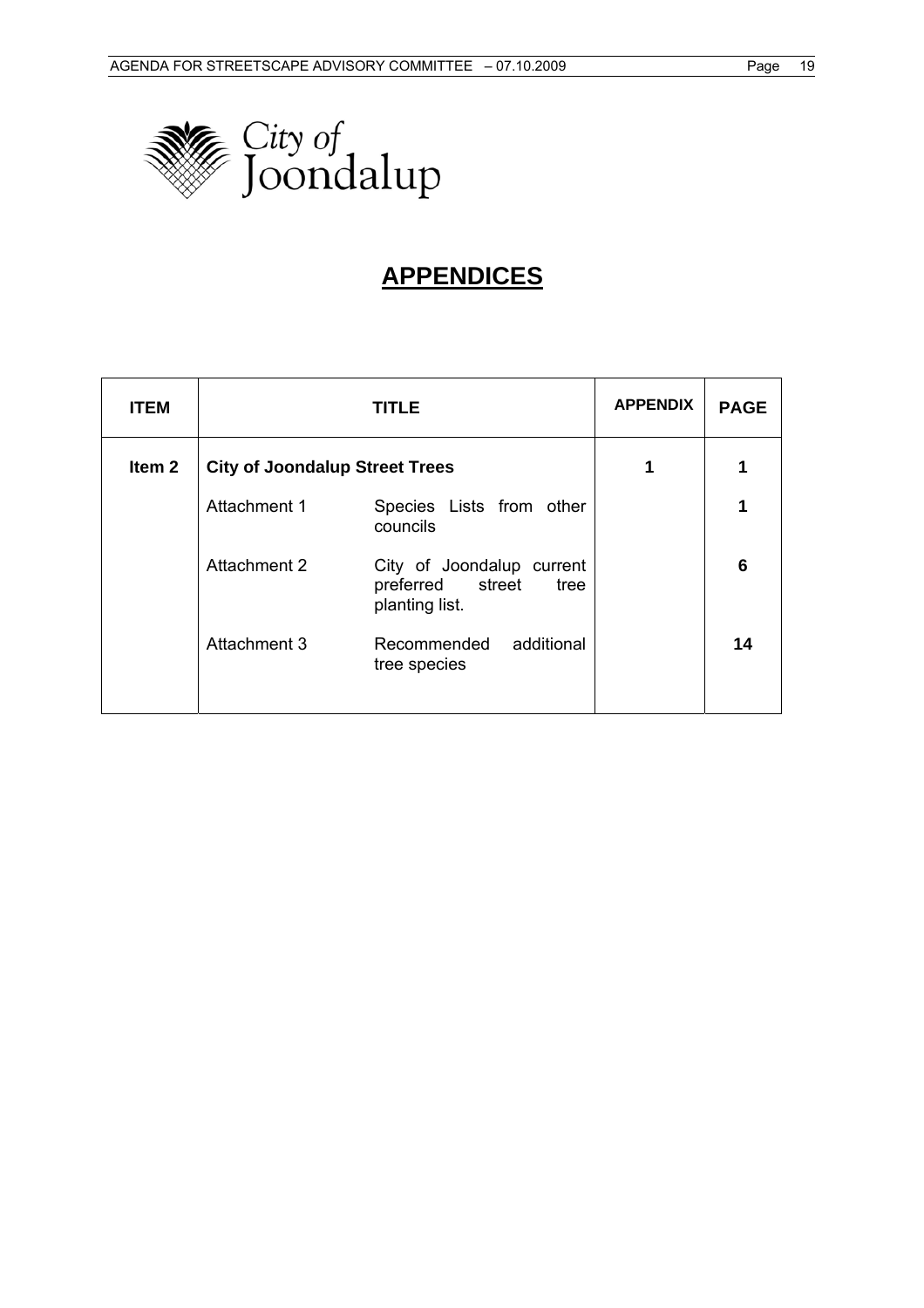City of Joondalup

# APPENDICES

| ITEM | TITLE | | APPENDIX | PAGE |
|---|---|---|---|---|
| Item 2 | **City of Joondalup Street Trees** | | 1 | 1 |
| | Attachment 1 | Species Lists from other councils | | 1 |
| | Attachment 2 | City of Joondalup current preferred street tree planting list. | | 6 |
| | Attachment 3 | Recommended additional tree species | | 14 |